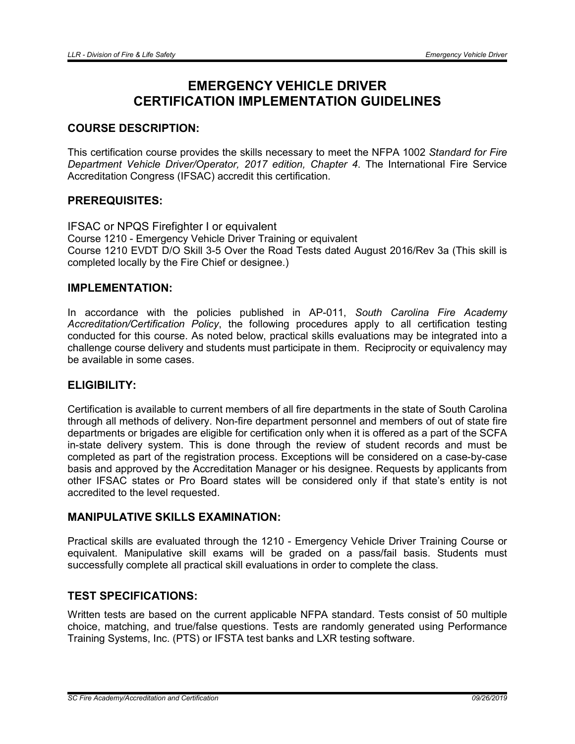# EMERGENCY VEHICLE DRIVER CERTIFICATION IMPLEMENTATION GUIDELINES

## COURSE DESCRIPTION:

This certification course provides the skills necessary to meet the NFPA 1002 *Standard for Fire Department Vehicle Driver/Operator, 2017 edition, Chapter 4*. The International Fire Service Accreditation Congress (IFSAC) accredit this certification.

## PREREQUISITES:

IFSAC or NPQS Firefighter I or equivalent
Course 1210 - Emergency Vehicle Driver Training or equivalent
Course 1210 EVDT D/O Skill 3-5 Over the Road Tests dated August 2016/Rev 3a (This skill is completed locally by the Fire Chief or designee.)

## IMPLEMENTATION:

In accordance with the policies published in AP-011, *South Carolina Fire Academy Accreditation/Certification Policy*, the following procedures apply to all certification testing conducted for this course. As noted below, practical skills evaluations may be integrated into a challenge course delivery and students must participate in them. Reciprocity or equivalency may be available in some cases.

## ELIGIBILITY:

Certification is available to current members of all fire departments in the state of South Carolina through all methods of delivery. Non-fire department personnel and members of out of state fire departments or brigades are eligible for certification only when it is offered as a part of the SCFA in-state delivery system. This is done through the review of student records and must be completed as part of the registration process. Exceptions will be considered on a case-by-case basis and approved by the Accreditation Manager or his designee. Requests by applicants from other IFSAC states or Pro Board states will be considered only if that state's entity is not accredited to the level requested.

## MANIPULATIVE SKILLS EXAMINATION:

Practical skills are evaluated through the 1210 - Emergency Vehicle Driver Training Course or equivalent. Manipulative skill exams will be graded on a pass/fail basis. Students must successfully complete all practical skill evaluations in order to complete the class.

## TEST SPECIFICATIONS:

Written tests are based on the current applicable NFPA standard. Tests consist of 50 multiple choice, matching, and true/false questions. Tests are randomly generated using Performance Training Systems, Inc. (PTS) or IFSTA test banks and LXR testing software.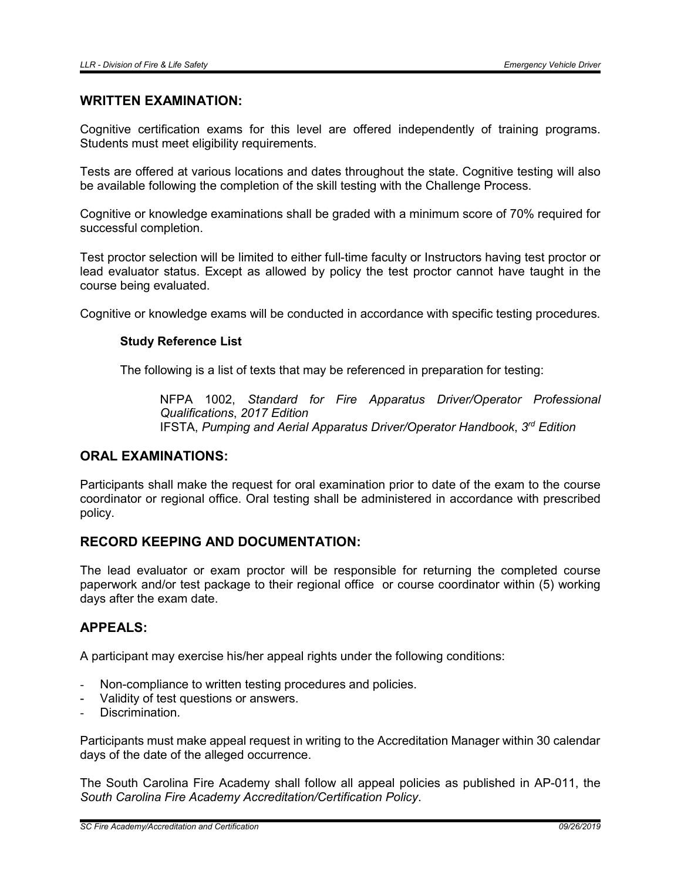## WRITTEN EXAMINATION:

Cognitive certification exams for this level are offered independently of training programs. Students must meet eligibility requirements.

Tests are offered at various locations and dates throughout the state. Cognitive testing will also be available following the completion of the skill testing with the Challenge Process.

Cognitive or knowledge examinations shall be graded with a minimum score of 70% required for successful completion.

Test proctor selection will be limited to either full-time faculty or Instructors having test proctor or lead evaluator status. Except as allowed by policy the test proctor cannot have taught in the course being evaluated.

Cognitive or knowledge exams will be conducted in accordance with specific testing procedures.

### Study Reference List

The following is a list of texts that may be referenced in preparation for testing:

NFPA 1002, *Standard for Fire Apparatus Driver/Operator Professional Qualifications*, *2017 Edition*
IFSTA, *Pumping and Aerial Apparatus Driver/Operator Handbook*, *3rd Edition*

## ORAL EXAMINATIONS:

Participants shall make the request for oral examination prior to date of the exam to the course coordinator or regional office. Oral testing shall be administered in accordance with prescribed policy.

## RECORD KEEPING AND DOCUMENTATION:

The lead evaluator or exam proctor will be responsible for returning the completed course paperwork and/or test package to their regional office or course coordinator within (5) working days after the exam date.

## APPEALS:

A participant may exercise his/her appeal rights under the following conditions:

- Non-compliance to written testing procedures and policies.
- Validity of test questions or answers.
- Discrimination.

Participants must make appeal request in writing to the Accreditation Manager within 30 calendar days of the date of the alleged occurrence.

The South Carolina Fire Academy shall follow all appeal policies as published in AP-011, the *South Carolina Fire Academy Accreditation/Certification Policy*.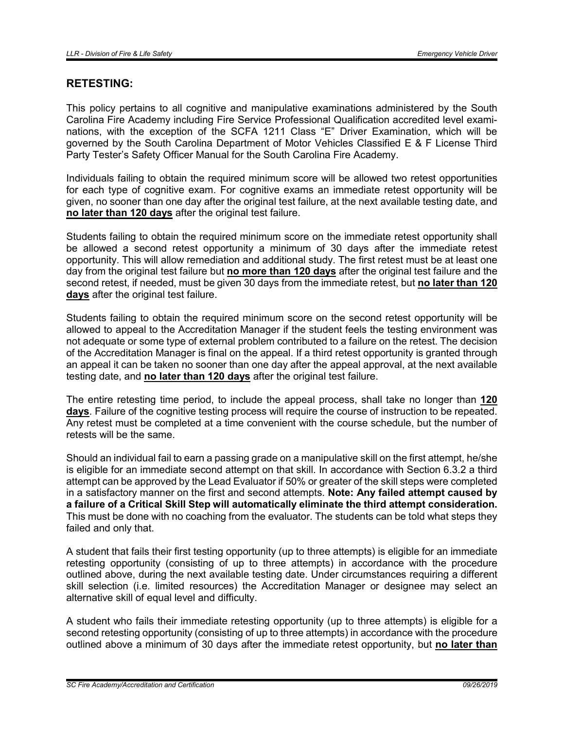## RETESTING:

This policy pertains to all cognitive and manipulative examinations administered by the South Carolina Fire Academy including Fire Service Professional Qualification accredited level examinations, with the exception of the SCFA 1211 Class "E" Driver Examination, which will be governed by the South Carolina Department of Motor Vehicles Classified E & F License Third Party Tester's Safety Officer Manual for the South Carolina Fire Academy.

Individuals failing to obtain the required minimum score will be allowed two retest opportunities for each type of cognitive exam. For cognitive exams an immediate retest opportunity will be given, no sooner than one day after the original test failure, at the next available testing date, and **no later than 120 days** after the original test failure.

Students failing to obtain the required minimum score on the immediate retest opportunity shall be allowed a second retest opportunity a minimum of 30 days after the immediate retest opportunity. This will allow remediation and additional study. The first retest must be at least one day from the original test failure but **no more than 120 days** after the original test failure and the second retest, if needed, must be given 30 days from the immediate retest, but **no later than 120 days** after the original test failure.

Students failing to obtain the required minimum score on the second retest opportunity will be allowed to appeal to the Accreditation Manager if the student feels the testing environment was not adequate or some type of external problem contributed to a failure on the retest. The decision of the Accreditation Manager is final on the appeal. If a third retest opportunity is granted through an appeal it can be taken no sooner than one day after the appeal approval, at the next available testing date, and **no later than 120 days** after the original test failure.

The entire retesting time period, to include the appeal process, shall take no longer than **120 days**. Failure of the cognitive testing process will require the course of instruction to be repeated. Any retest must be completed at a time convenient with the course schedule, but the number of retests will be the same.

Should an individual fail to earn a passing grade on a manipulative skill on the first attempt, he/she is eligible for an immediate second attempt on that skill. In accordance with Section 6.3.2 a third attempt can be approved by the Lead Evaluator if 50% or greater of the skill steps were completed in a satisfactory manner on the first and second attempts. **Note: Any failed attempt caused by a failure of a Critical Skill Step will automatically eliminate the third attempt consideration.** This must be done with no coaching from the evaluator. The students can be told what steps they failed and only that.

A student that fails their first testing opportunity (up to three attempts) is eligible for an immediate retesting opportunity (consisting of up to three attempts) in accordance with the procedure outlined above, during the next available testing date. Under circumstances requiring a different skill selection (i.e. limited resources) the Accreditation Manager or designee may select an alternative skill of equal level and difficulty.

A student who fails their immediate retesting opportunity (up to three attempts) is eligible for a second retesting opportunity (consisting of up to three attempts) in accordance with the procedure outlined above a minimum of 30 days after the immediate retest opportunity, but **no later than**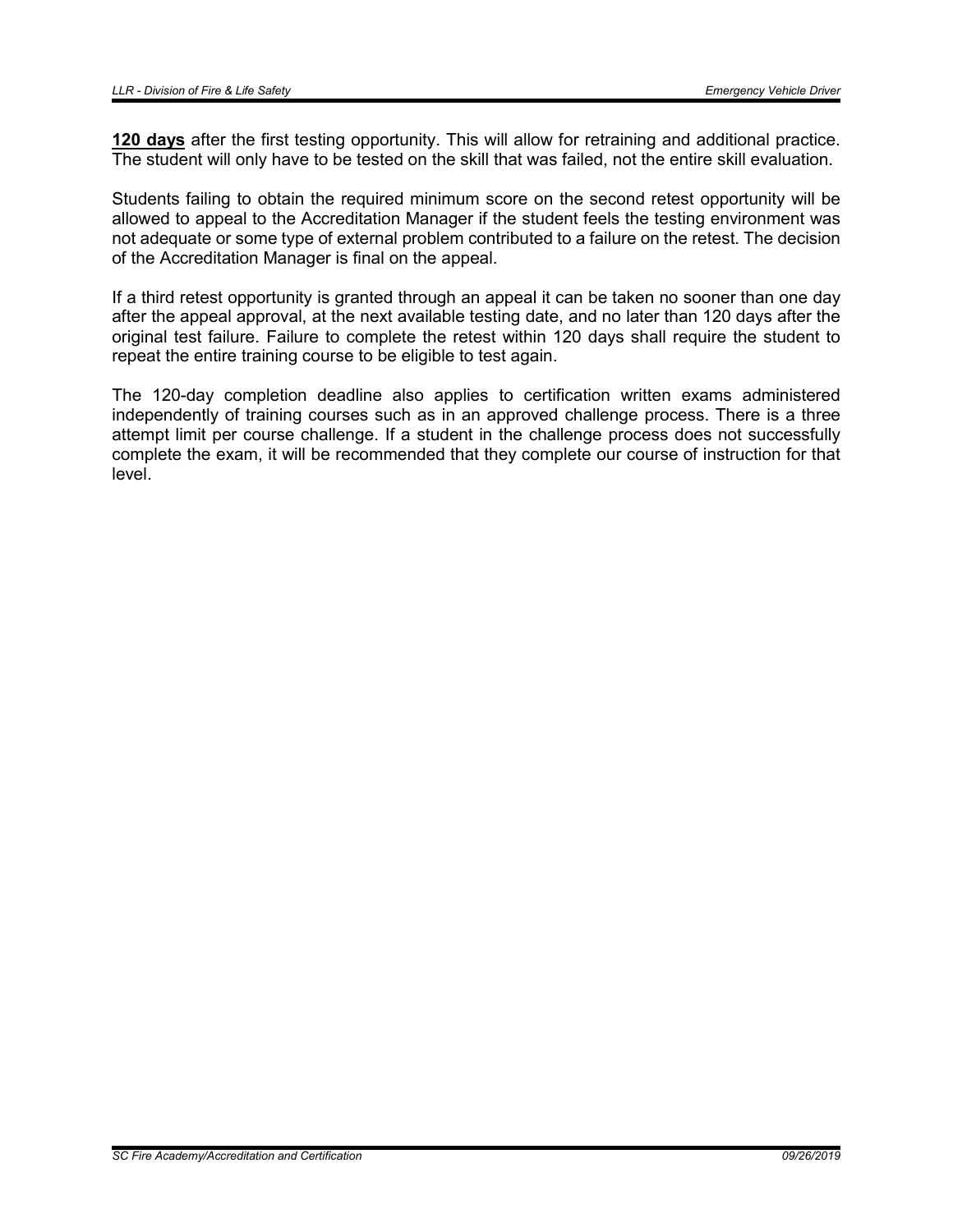**120 days** after the first testing opportunity. This will allow for retraining and additional practice. The student will only have to be tested on the skill that was failed, not the entire skill evaluation.

Students failing to obtain the required minimum score on the second retest opportunity will be allowed to appeal to the Accreditation Manager if the student feels the testing environment was not adequate or some type of external problem contributed to a failure on the retest. The decision of the Accreditation Manager is final on the appeal.

If a third retest opportunity is granted through an appeal it can be taken no sooner than one day after the appeal approval, at the next available testing date, and no later than 120 days after the original test failure. Failure to complete the retest within 120 days shall require the student to repeat the entire training course to be eligible to test again.

The 120-day completion deadline also applies to certification written exams administered independently of training courses such as in an approved challenge process. There is a three attempt limit per course challenge. If a student in the challenge process does not successfully complete the exam, it will be recommended that they complete our course of instruction for that level.